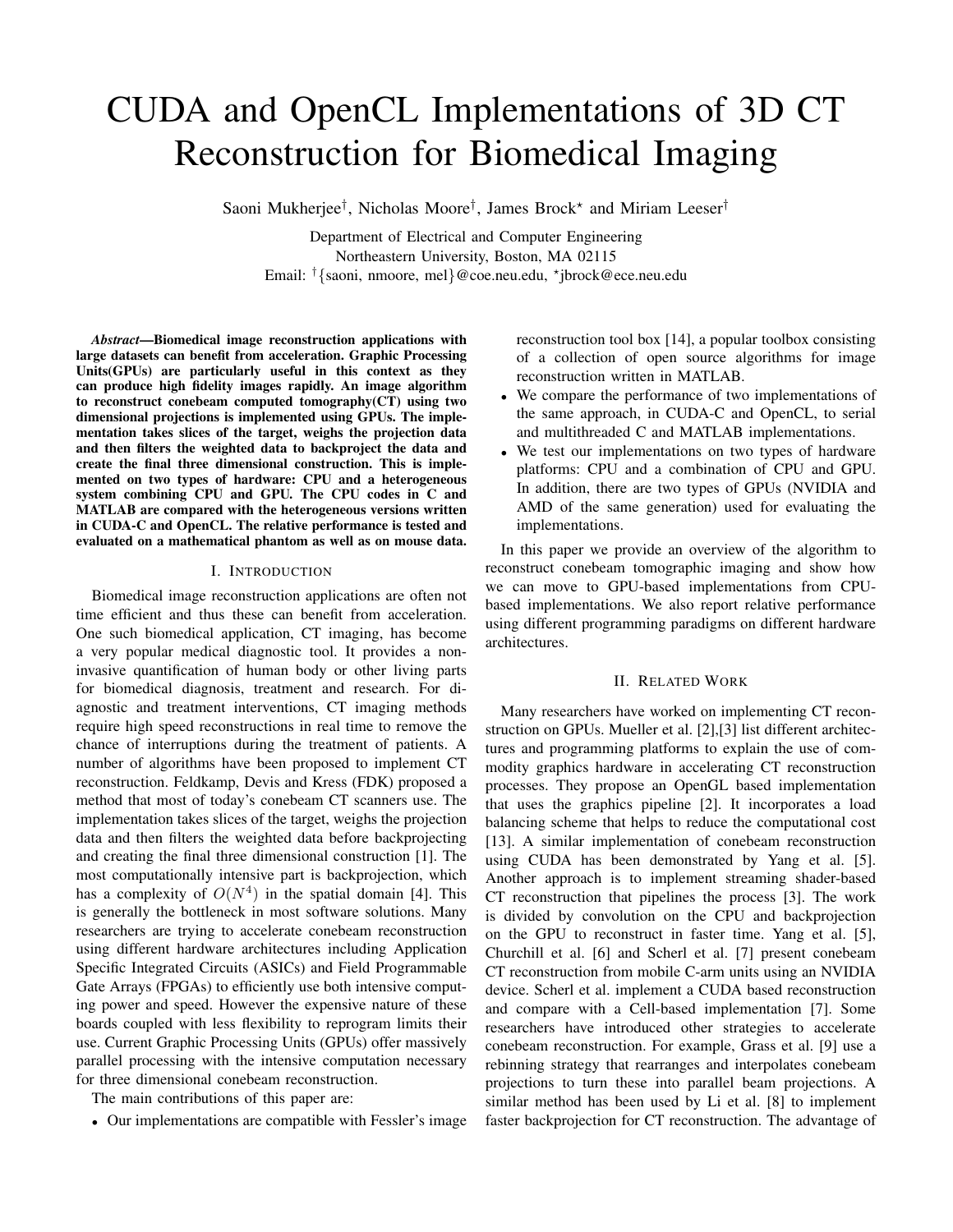# CUDA and OpenCL Implementations of 3D CT Reconstruction for Biomedical Imaging

Saoni Mukherjee[†], Nicholas Moore[†], James Brock[⋆] and Miriam Leeser[†]

Department of Electrical and Computer Engineering
Northeastern University, Boston, MA 02115
Email: [†]{saoni, nmoore, mel}@coe.neu.edu, [⋆]jbrock@ece.neu.edu

***Abstract*—Biomedical image reconstruction applications with large datasets can benefit from acceleration. Graphic Processing Units(GPUs) are particularly useful in this context as they can produce high fidelity images rapidly. An image algorithm to reconstruct conebeam computed tomography(CT) using two dimensional projections is implemented using GPUs. The implementation takes slices of the target, weighs the projection data and then filters the weighted data to backproject the data and create the final three dimensional construction. This is implemented on two types of hardware: CPU and a heterogeneous system combining CPU and GPU. The CPU codes in C and MATLAB are compared with the heterogeneous versions written in CUDA-C and OpenCL. The relative performance is tested and evaluated on a mathematical phantom as well as on mouse data.**

## I. Introduction

Biomedical image reconstruction applications are often not time efficient and thus these can benefit from acceleration. One such biomedical application, CT imaging, has become a very popular medical diagnostic tool. It provides a non-invasive quantification of human body or other living parts for biomedical diagnosis, treatment and research. For diagnostic and treatment interventions, CT imaging methods require high speed reconstructions in real time to remove the chance of interruptions during the treatment of patients. A number of algorithms have been proposed to implement CT reconstruction. Feldkamp, Devis and Kress (FDK) proposed a method that most of today's conebeam CT scanners use. The implementation takes slices of the target, weighs the projection data and then filters the weighted data before backprojecting and creating the final three dimensional construction [1]. The most computationally intensive part is backprojection, which has a complexity of $O(N^4)$ in the spatial domain [4]. This is generally the bottleneck in most software solutions. Many researchers are trying to accelerate conebeam reconstruction using different hardware architectures including Application Specific Integrated Circuits (ASICs) and Field Programmable Gate Arrays (FPGAs) to efficiently use both intensive computing power and speed. However the expensive nature of these boards coupled with less flexibility to reprogram limits their use. Current Graphic Processing Units (GPUs) offer massively parallel processing with the intensive computation necessary for three dimensional conebeam reconstruction.

The main contributions of this paper are:

- Our implementations are compatible with Fessler's image reconstruction tool box [14], a popular toolbox consisting of a collection of open source algorithms for image reconstruction written in MATLAB.
- We compare the performance of two implementations of the same approach, in CUDA-C and OpenCL, to serial and multithreaded C and MATLAB implementations.
- We test our implementations on two types of hardware platforms: CPU and a combination of CPU and GPU. In addition, there are two types of GPUs (NVIDIA and AMD of the same generation) used for evaluating the implementations.

In this paper we provide an overview of the algorithm to reconstruct conebeam tomographic imaging and show how we can move to GPU-based implementations from CPU-based implementations. We also report relative performance using different programming paradigms on different hardware architectures.

## II. Related Work

Many researchers have worked on implementing CT reconstruction on GPUs. Mueller et al. [2],[3] list different architectures and programming platforms to explain the use of commodity graphics hardware in accelerating CT reconstruction processes. They propose an OpenGL based implementation that uses the graphics pipeline [2]. It incorporates a load balancing scheme that helps to reduce the computational cost [13]. A similar implementation of conebeam reconstruction using CUDA has been demonstrated by Yang et al. [5]. Another approach is to implement streaming shader-based CT reconstruction that pipelines the process [3]. The work is divided by convolution on the CPU and backprojection on the GPU to reconstruct in faster time. Yang et al. [5], Churchill et al. [6] and Scherl et al. [7] present conebeam CT reconstruction from mobile C-arm units using an NVIDIA device. Scherl et al. implement a CUDA based reconstruction and compare with a Cell-based implementation [7]. Some researchers have introduced other strategies to accelerate conebeam reconstruction. For example, Grass et al. [9] use a rebinning strategy that rearranges and interpolates conebeam projections to turn these into parallel beam projections. A similar method has been used by Li et al. [8] to implement faster backprojection for CT reconstruction. The advantage of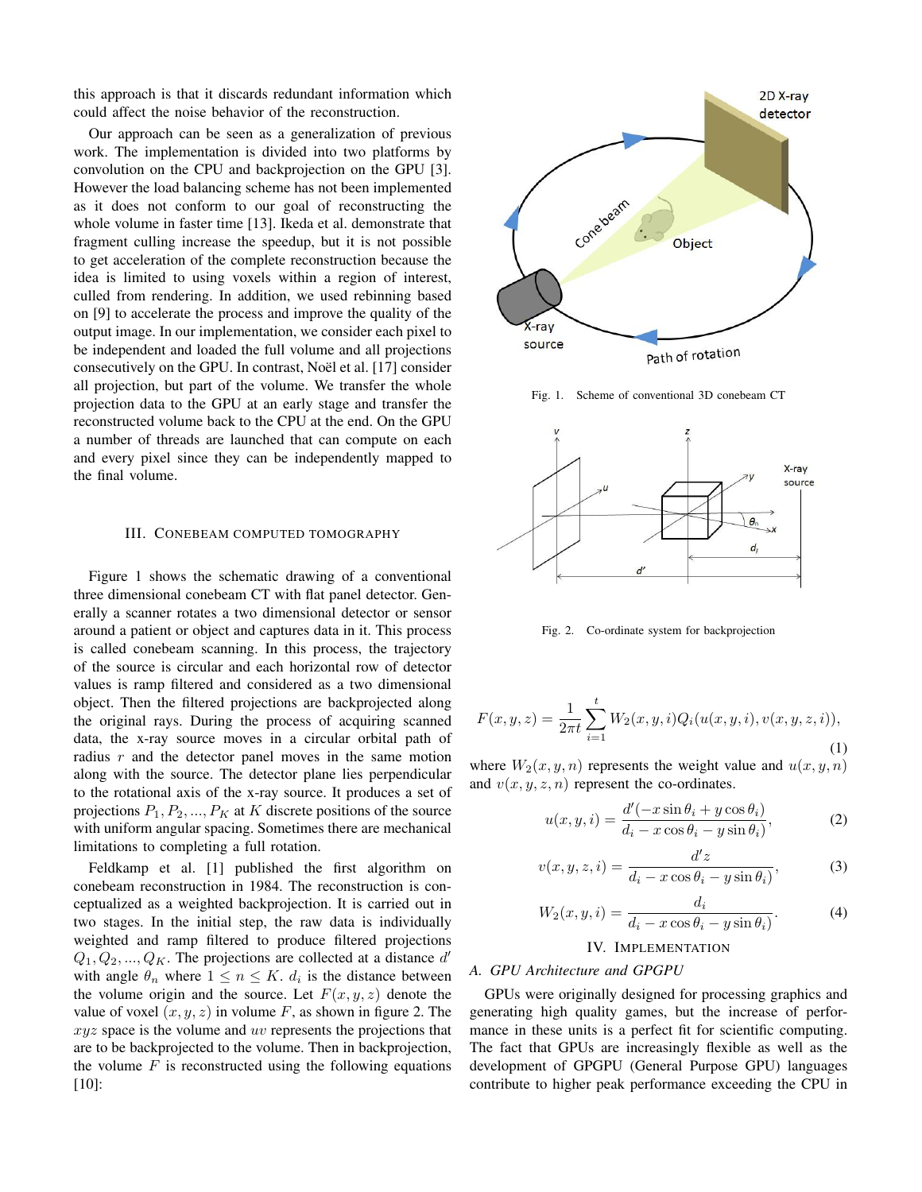this approach is that it discards redundant information which could affect the noise behavior of the reconstruction.

Our approach can be seen as a generalization of previous work. The implementation is divided into two platforms by convolution on the CPU and backprojection on the GPU [3]. However the load balancing scheme has not been implemented as it does not conform to our goal of reconstructing the whole volume in faster time [13]. Ikeda et al. demonstrate that fragment culling increase the speedup, but it is not possible to get acceleration of the complete reconstruction because the idea is limited to using voxels within a region of interest, culled from rendering. In addition, we used rebinning based on [9] to accelerate the process and improve the quality of the output image. In our implementation, we consider each pixel to be independent and loaded the full volume and all projections consecutively on the GPU. In contrast, Noël et al. [17] consider all projection, but part of the volume. We transfer the whole projection data to the GPU at an early stage and transfer the reconstructed volume back to the CPU at the end. On the GPU a number of threads are launched that can compute on each and every pixel since they can be independently mapped to the final volume.

## III. Conebeam Computed Tomography

Figure 1 shows the schematic drawing of a conventional three dimensional conebeam CT with flat panel detector. Generally a scanner rotates a two dimensional detector or sensor around a patient or object and captures data in it. This process is called conebeam scanning. In this process, the trajectory of the source is circular and each horizontal row of detector values is ramp filtered and considered as a two dimensional object. Then the filtered projections are backprojected along the original rays. During the process of acquiring scanned data, the x-ray source moves in a circular orbital path of radius $r$ and the detector panel moves in the same motion along with the source. The detector plane lies perpendicular to the rotational axis of the x-ray source. It produces a set of projections $P_1, P_2, ..., P_K$ at $K$ discrete positions of the source with uniform angular spacing. Sometimes there are mechanical limitations to completing a full rotation.

Feldkamp et al. [1] published the first algorithm on conebeam reconstruction in 1984. The reconstruction is conceptualized as a weighted backprojection. It is carried out in two stages. In the initial step, the raw data is individually weighted and ramp filtered to produce filtered projections $Q_1, Q_2, ..., Q_K$. The projections are collected at a distance $d'$ with angle $\theta_n$ where $1 \leq n \leq K$. $d_i$ is the distance between the volume origin and the source. Let $F(x, y, z)$ denote the value of voxel $(x, y, z)$ in volume $F$, as shown in figure 2. The $xyz$ space is the volume and $uv$ represents the projections that are to be backprojected to the volume. Then in backprojection, the volume $F$ is reconstructed using the following equations [10]:

Fig. 1. Scheme of conventional 3D conebeam CT

Fig. 2. Co-ordinate system for backprojection

$$F(x, y, z) = \frac{1}{2\pi t} \sum_{i=1}^{t} W_2(x, y, i) Q_i(u(x, y, i), v(x, y, z, i)), \tag{1}$$

where $W_2(x, y, n)$ represents the weight value and $u(x, y, n)$ and $v(x, y, z, n)$ represent the co-ordinates.

$$u(x, y, i) = \frac{d'(-x \sin\theta_i + y \cos\theta_i)}{d_i - x \cos\theta_i - y \sin\theta_i)}, \tag{2}$$

$$v(x, y, z, i) = \frac{d' z}{d_i - x \cos\theta_i - y \sin\theta_i)}, \tag{3}$$

$$W_2(x, y, i) = \frac{d_i}{d_i - x \cos\theta_i - y \sin\theta_i)}. \tag{4}$$

## IV. Implementation

### A. GPU Architecture and GPGPU

GPUs were originally designed for processing graphics and generating high quality games, but the increase of performance in these units is a perfect fit for scientific computing. The fact that GPUs are increasingly flexible as well as the development of GPGPU (General Purpose GPU) languages contribute to higher peak performance exceeding the CPU in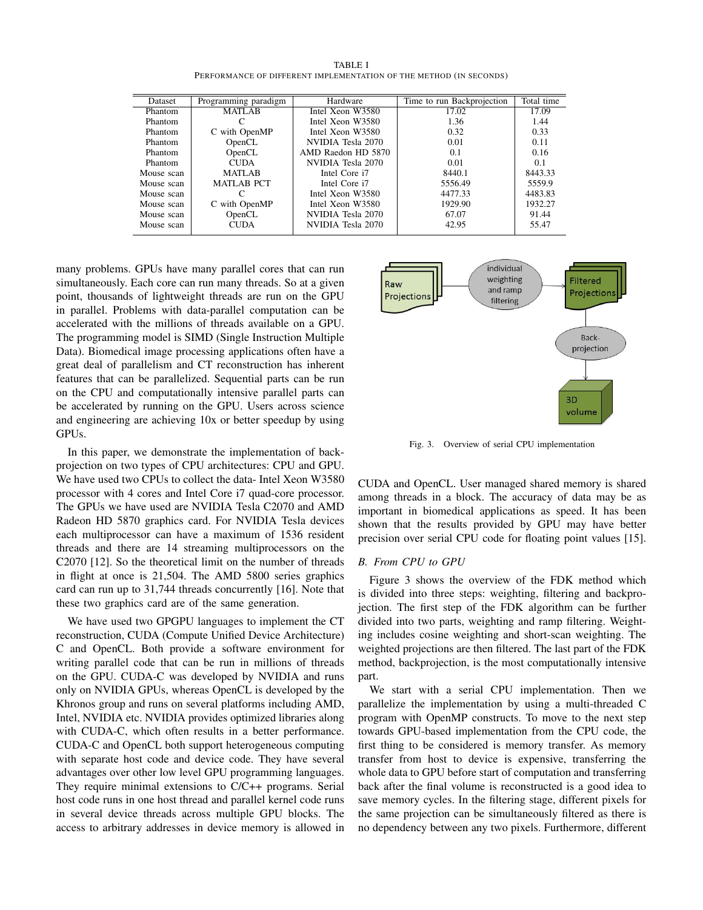TABLE I
PERFORMANCE OF DIFFERENT IMPLEMENTATION OF THE METHOD (IN SECONDS)

| Dataset | Programming paradigm | Hardware | Time to run Backprojection | Total time |
| --- | --- | --- | --- | --- |
| Phantom | MATLAB | Intel Xeon W3580 | 17.02 | 17.09 |
| Phantom | C | Intel Xeon W3580 | 1.36 | 1.44 |
| Phantom | C with OpenMP | Intel Xeon W3580 | 0.32 | 0.33 |
| Phantom | OpenCL | NVIDIA Tesla 2070 | 0.01 | 0.11 |
| Phantom | OpenCL | AMD Raedon HD 5870 | 0.1 | 0.16 |
| Phantom | CUDA | NVIDIA Tesla 2070 | 0.01 | 0.1 |
| Mouse scan | MATLAB | Intel Core i7 | 8440.1 | 8443.33 |
| Mouse scan | MATLAB PCT | Intel Core i7 | 5556.49 | 5559.9 |
| Mouse scan | C | Intel Xeon W3580 | 4477.33 | 4483.83 |
| Mouse scan | C with OpenMP | Intel Xeon W3580 | 1929.90 | 1932.27 |
| Mouse scan | OpenCL | NVIDIA Tesla 2070 | 67.07 | 91.44 |
| Mouse scan | CUDA | NVIDIA Tesla 2070 | 42.95 | 55.47 |

many problems. GPUs have many parallel cores that can run simultaneously. Each core can run many threads. So at a given point, thousands of lightweight threads are run on the GPU in parallel. Problems with data-parallel computation can be accelerated with the millions of threads available on a GPU. The programming model is SIMD (Single Instruction Multiple Data). Biomedical image processing applications often have a great deal of parallelism and CT reconstruction has inherent features that can be parallelized. Sequential parts can be run on the CPU and computationally intensive parallel parts can be accelerated by running on the GPU. Users across science and engineering are achieving 10x or better speedup by using GPUs.

In this paper, we demonstrate the implementation of backprojection on two types of CPU architectures: CPU and GPU. We have used two CPUs to collect the data- Intel Xeon W3580 processor with 4 cores and Intel Core i7 quad-core processor. The GPUs we have used are NVIDIA Tesla C2070 and AMD Radeon HD 5870 graphics card. For NVIDIA Tesla devices each multiprocessor can have a maximum of 1536 resident threads and there are 14 streaming multiprocessors on the C2070 [12]. So the theoretical limit on the number of threads in flight at once is 21,504. The AMD 5800 series graphics card can run up to 31,744 threads concurrently [16]. Note that these two graphics card are of the same generation.

We have used two GPGPU languages to implement the CT reconstruction, CUDA (Compute Unified Device Architecture) C and OpenCL. Both provide a software environment for writing parallel code that can be run in millions of threads on the GPU. CUDA-C was developed by NVIDIA and runs only on NVIDIA GPUs, whereas OpenCL is developed by the Khronos group and runs on several platforms including AMD, Intel, NVIDIA etc. NVIDIA provides optimized libraries along with CUDA-C, which often results in a better performance. CUDA-C and OpenCL both support heterogeneous computing with separate host code and device code. They have several advantages over other low level GPU programming languages. They require minimal extensions to C/C++ programs. Serial host code runs in one host thread and parallel kernel code runs in several device threads across multiple GPU blocks. The access to arbitrary addresses in device memory is allowed in CUDA and OpenCL. User managed shared memory is shared among threads in a block. The accuracy of data may be as important in biomedical applications as speed. It has been shown that the results provided by GPU may have better precision over serial CPU code for floating point values [15].

Raw Projections

individual weighting and ramp filtering

Filtered Projections

Back-projection

3D volume

Fig. 3. Overview of serial CPU implementation

### B. From CPU to GPU

Figure 3 shows the overview of the FDK method which is divided into three steps: weighting, filtering and backprojection. The first step of the FDK algorithm can be further divided into two parts, weighting and ramp filtering. Weighting includes cosine weighting and short-scan weighting. The weighted projections are then filtered. The last part of the FDK method, backprojection, is the most computationally intensive part.

We start with a serial CPU implementation. Then we parallelize the implementation by using a multi-threaded C program with OpenMP constructs. To move to the next step towards GPU-based implementation from the CPU code, the first thing to be considered is memory transfer. As memory transfer from host to device is expensive, transferring the whole data to GPU before start of computation and transferring back after the final volume is reconstructed is a good idea to save memory cycles. In the filtering stage, different pixels for the same projection can be simultaneously filtered as there is no dependency between any two pixels. Furthermore, different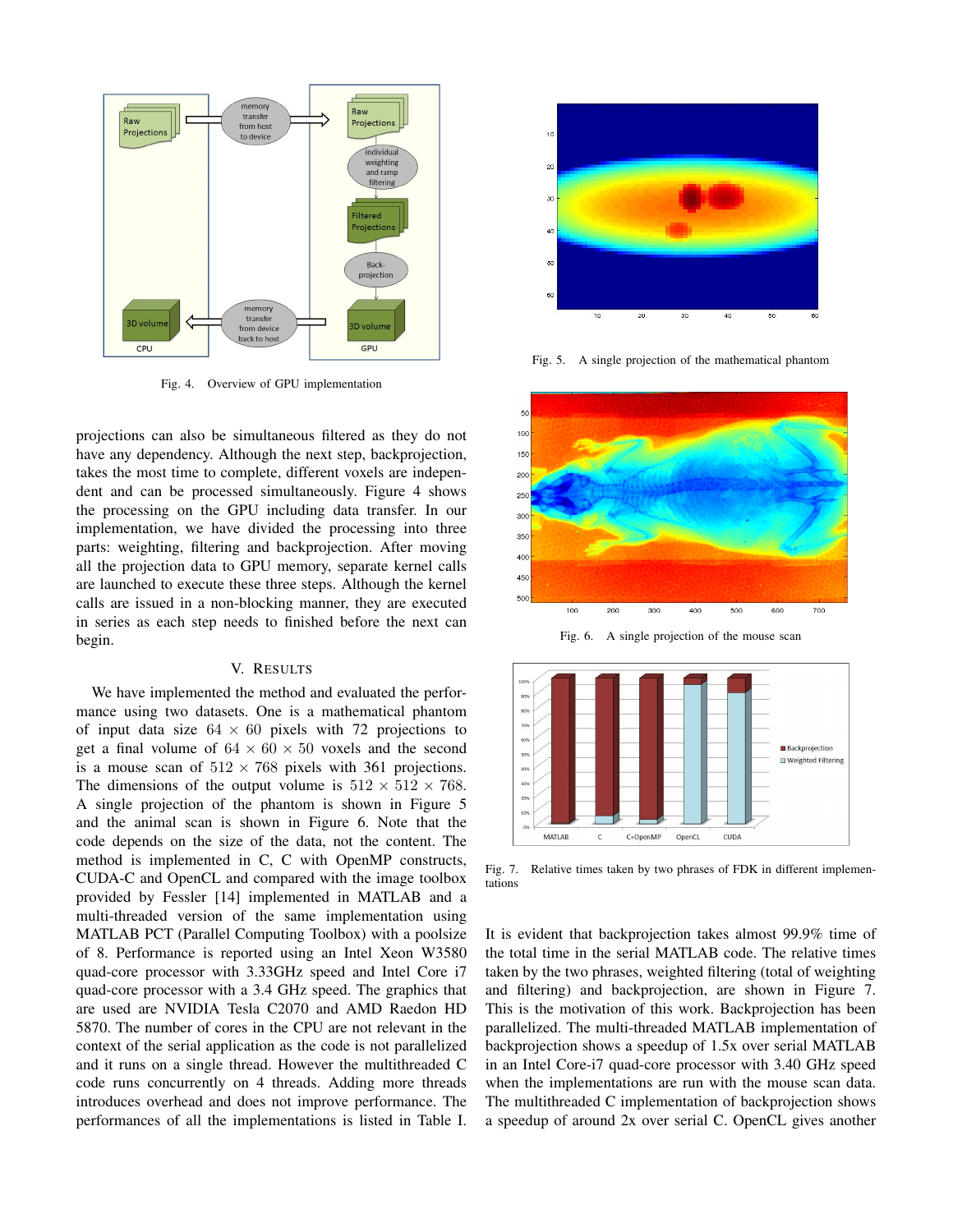Fig. 4. Overview of GPU implementation

projections can also be simultaneous filtered as they do not have any dependency. Although the next step, backprojection, takes the most time to complete, different voxels are independent and can be processed simultaneously. Figure 4 shows the processing on the GPU including data transfer. In our implementation, we have divided the processing into three parts: weighting, filtering and backprojection. After moving all the projection data to GPU memory, separate kernel calls are launched to execute these three steps. Although the kernel calls are issued in a non-blocking manner, they are executed in series as each step needs to finished before the next can begin.

## V. Results

We have implemented the method and evaluated the performance using two datasets. One is a mathematical phantom of input data size $64 \times 60$ pixels with 72 projections to get a final volume of $64 \times 60 \times 50$ voxels and the second is a mouse scan of $512 \times 768$ pixels with 361 projections. The dimensions of the output volume is $512 \times 512 \times 768$. A single projection of the phantom is shown in Figure 5 and the animal scan is shown in Figure 6. Note that the code depends on the size of the data, not the content. The method is implemented in C, C with OpenMP constructs, CUDA-C and OpenCL and compared with the image toolbox provided by Fessler [14] implemented in MATLAB and a multi-threaded version of the same implementation using MATLAB PCT (Parallel Computing Toolbox) with a poolsize of 8. Performance is reported using an Intel Xeon W3580 quad-core processor with 3.33GHz speed and Intel Core i7 quad-core processor with a 3.4 GHz speed. The graphics that are used are NVIDIA Tesla C2070 and AMD Raedon HD 5870. The number of cores in the CPU are not relevant in the context of the serial application as the code is not parallelized and it runs on a single thread. However the multithreaded C code runs concurrently on 4 threads. Adding more threads introduces overhead and does not improve performance. The performances of all the implementations is listed in Table I.

Fig. 5. A single projection of the mathematical phantom

Fig. 6. A single projection of the mouse scan

Fig. 7. Relative times taken by two phrases of FDK in different implementations

It is evident that backprojection takes almost 99.9% time of the total time in the serial MATLAB code. The relative times taken by the two phrases, weighted filtering (total of weighting and filtering) and backprojection, are shown in Figure 7. This is the motivation of this work. Backprojection has been parallelized. The multi-threaded MATLAB implementation of backprojection shows a speedup of 1.5x over serial MATLAB in an Intel Core-i7 quad-core processor with 3.40 GHz speed when the implementations are run with the mouse scan data. The multithreaded C implementation of backprojection shows a speedup of around 2x over serial C. OpenCL gives another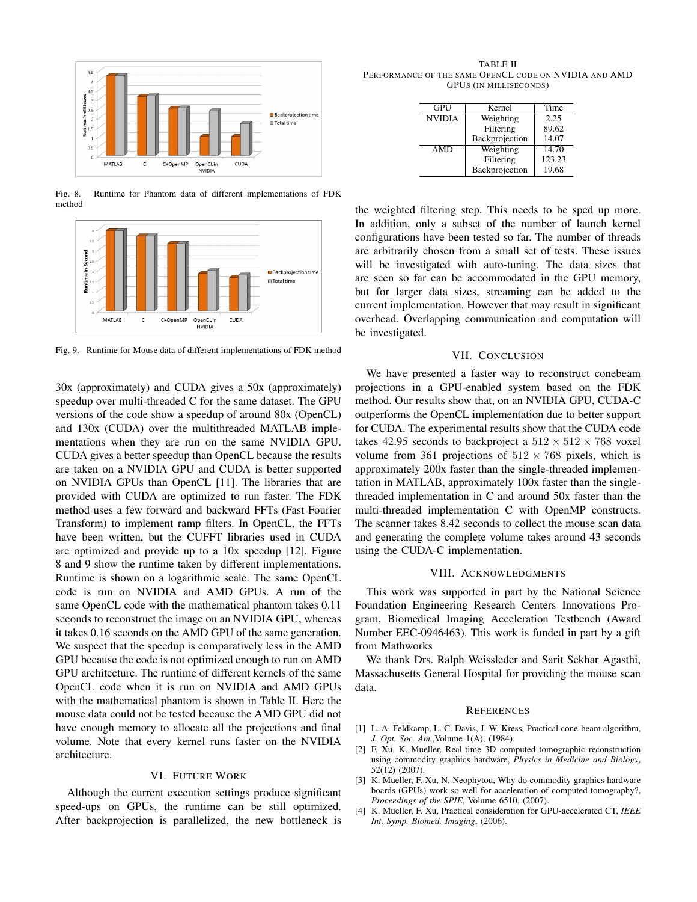Fig. 8. Runtime for Phantom data of different implementations of FDK method

Fig. 9. Runtime for Mouse data of different implementations of FDK method

30x (approximately) and CUDA gives a 50x (approximately) speedup over multi-threaded C for the same dataset. The GPU versions of the code show a speedup of around 80x (OpenCL) and 130x (CUDA) over the multithreaded MATLAB implementations when they are run on the same NVIDIA GPU. CUDA gives a better speedup than OpenCL because the results are taken on a NVIDIA GPU and CUDA is better supported on NVIDIA GPUs than OpenCL [11]. The libraries that are provided with CUDA are optimized to run faster. The FDK method uses a few forward and backward FFTs (Fast Fourier Transform) to implement ramp filters. In OpenCL, the FFTs have been written, but the CUFFT libraries used in CUDA are optimized and provide up to a 10x speedup [12]. Figure 8 and 9 show the runtime taken by different implementations. Runtime is shown on a logarithmic scale. The same OpenCL code is run on NVIDIA and AMD GPUs. A run of the same OpenCL code with the mathematical phantom takes 0.11 seconds to reconstruct the image on an NVIDIA GPU, whereas it takes 0.16 seconds on the AMD GPU of the same generation. We suspect that the speedup is comparatively less in the AMD GPU because the code is not optimized enough to run on AMD GPU architecture. The runtime of different kernels of the same OpenCL code when it is run on NVIDIA and AMD GPUs with the mathematical phantom is shown in Table II. Here the mouse data could not be tested because the AMD GPU did not have enough memory to allocate all the projections and final volume. Note that every kernel runs faster on the NVIDIA architecture.

TABLE II
PERFORMANCE OF THE SAME OPENCL CODE ON NVIDIA AND AMD GPUS (IN MILLISECONDS)

| GPU | Kernel | Time |
|---|---|---|
| NVIDIA | Weighting | 2.25 |
| | Filtering | 89.62 |
| | Backprojection | 14.07 |
| AMD | Weighting | 14.70 |
| | Filtering | 123.23 |
| | Backprojection | 19.68 |

## VI. Future Work

Although the current execution settings produce significant speed-ups on GPUs, the runtime can be still optimized. After backprojection is parallelized, the new bottleneck is the weighted filtering step. This needs to be sped up more. In addition, only a subset of the number of launch kernel configurations have been tested so far. The number of threads are arbitrarily chosen from a small set of tests. These issues will be investigated with auto-tuning. The data sizes that are seen so far can be accommodated in the GPU memory, but for larger data sizes, streaming can be added to the current implementation. However that may result in significant overhead. Overlapping communication and computation will be investigated.

## VII. Conclusion

We have presented a faster way to reconstruct conebeam projections in a GPU-enabled system based on the FDK method. Our results show that, on an NVIDIA GPU, CUDA-C outperforms the OpenCL implementation due to better support for CUDA. The experimental results show that the CUDA code takes 42.95 seconds to backproject a $512 \times 512 \times 768$ voxel volume from 361 projections of $512 \times 768$ pixels, which is approximately 200x faster than the single-threaded implementation in MATLAB, approximately 100x faster than the single-threaded implementation in C and around 50x faster than the multi-threaded implementation C with OpenMP constructs. The scanner takes 8.42 seconds to collect the mouse scan data and generating the complete volume takes around 43 seconds using the CUDA-C implementation.

## VIII. Acknowledgments

This work was supported in part by the National Science Foundation Engineering Research Centers Innovations Program, Biomedical Imaging Acceleration Testbench (Award Number EEC-0946463). This work is funded in part by a gift from Mathworks

We thank Drs. Ralph Weissleder and Sarit Sekhar Agasthi, Massachusetts General Hospital for providing the mouse scan data.

## References

[1] L. A. Feldkamp, L. C. Davis, J. W. Kress, Practical cone-beam algorithm, *J. Opt. Soc. Am.*,Volume 1(A), (1984).

[2] F. Xu, K. Mueller, Real-time 3D computed tomographic reconstruction using commodity graphics hardware, *Physics in Medicine and Biology*, 52(12) (2007).

[3] K. Mueller, F. Xu, N. Neophytou, Why do commodity graphics hardware boards (GPUs) work so well for acceleration of computed tomography?, *Proceedings of the SPIE*, Volume 6510, (2007).

[4] K. Mueller, F. Xu, Practical consideration for GPU-accelerated CT, *IEEE Int. Symp. Biomed. Imaging*, (2006).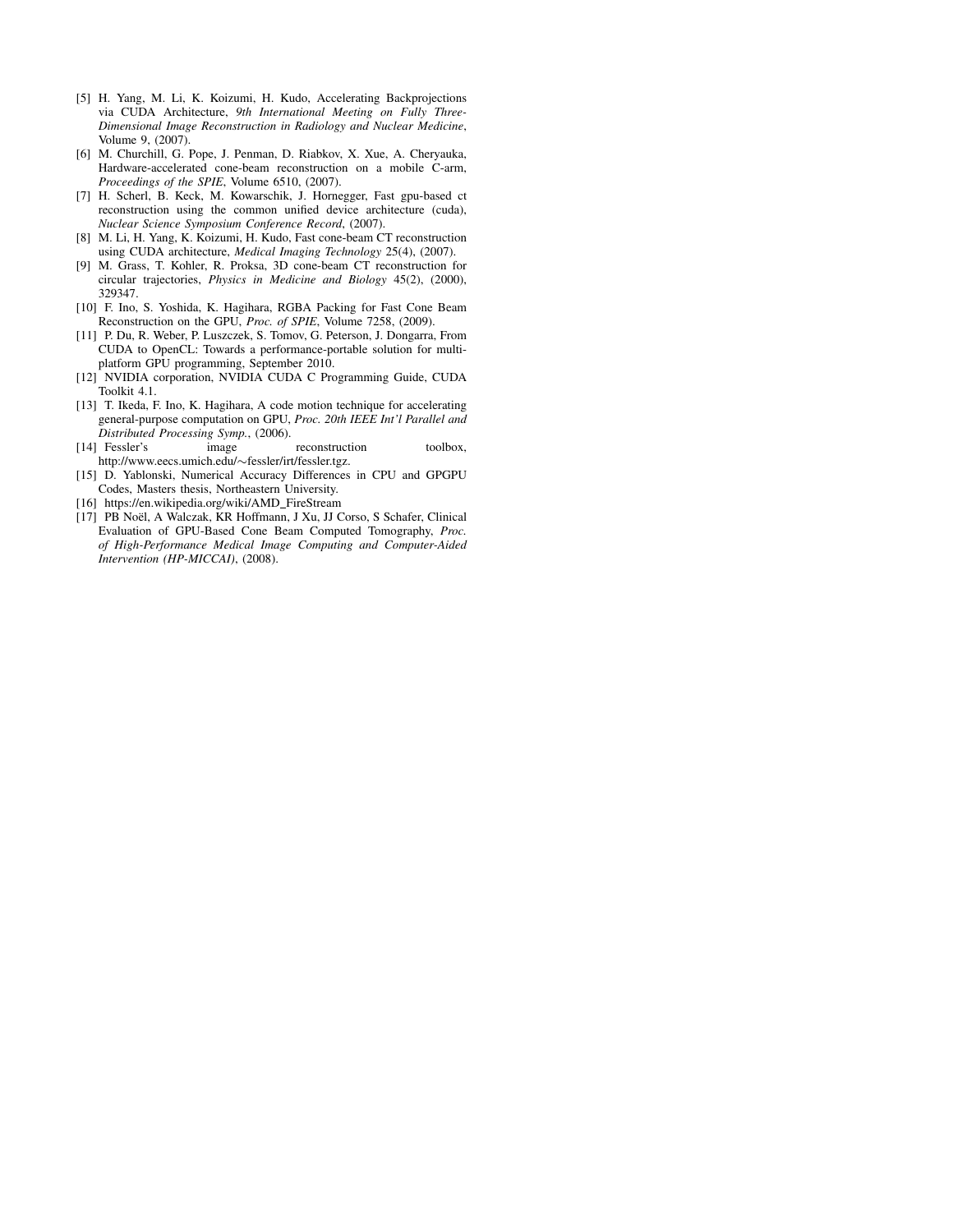[5] H. Yang, M. Li, K. Koizumi, H. Kudo, Accelerating Backprojections via CUDA Architecture, *9th International Meeting on Fully Three-Dimensional Image Reconstruction in Radiology and Nuclear Medicine*, Volume 9, (2007).

[6] M. Churchill, G. Pope, J. Penman, D. Riabkov, X. Xue, A. Cheryauka, Hardware-accelerated cone-beam reconstruction on a mobile C-arm, *Proceedings of the SPIE*, Volume 6510, (2007).

[7] H. Scherl, B. Keck, M. Kowarschik, J. Hornegger, Fast gpu-based ct reconstruction using the common unified device architecture (cuda), *Nuclear Science Symposium Conference Record*, (2007).

[8] M. Li, H. Yang, K. Koizumi, H. Kudo, Fast cone-beam CT reconstruction using CUDA architecture, *Medical Imaging Technology* 25(4), (2007).

[9] M. Grass, T. Kohler, R. Proksa, 3D cone-beam CT reconstruction for circular trajectories, *Physics in Medicine and Biology* 45(2), (2000), 329347.

[10] F. Ino, S. Yoshida, K. Hagihara, RGBA Packing for Fast Cone Beam Reconstruction on the GPU, *Proc. of SPIE*, Volume 7258, (2009).

[11] P. Du, R. Weber, P. Luszczek, S. Tomov, G. Peterson, J. Dongarra, From CUDA to OpenCL: Towards a performance-portable solution for multi-platform GPU programming, September 2010.

[12] NVIDIA corporation, NVIDIA CUDA C Programming Guide, CUDA Toolkit 4.1.

[13] T. Ikeda, F. Ino, K. Hagihara, A code motion technique for accelerating general-purpose computation on GPU, *Proc. 20th IEEE Int'l Parallel and Distributed Processing Symp.*, (2006).

[14] Fessler's image reconstruction toolbox, http://www.eecs.umich.edu/∼fessler/irt/fessler.tgz.

[15] D. Yablonski, Numerical Accuracy Differences in CPU and GPGPU Codes, Masters thesis, Northeastern University.

[16] https://en.wikipedia.org/wiki/AMD_FireStream

[17] PB Noël, A Walczak, KR Hoffmann, J Xu, JJ Corso, S Schafer, Clinical Evaluation of GPU-Based Cone Beam Computed Tomography, *Proc. of High-Performance Medical Image Computing and Computer-Aided Intervention (HP-MICCAI)*, (2008).